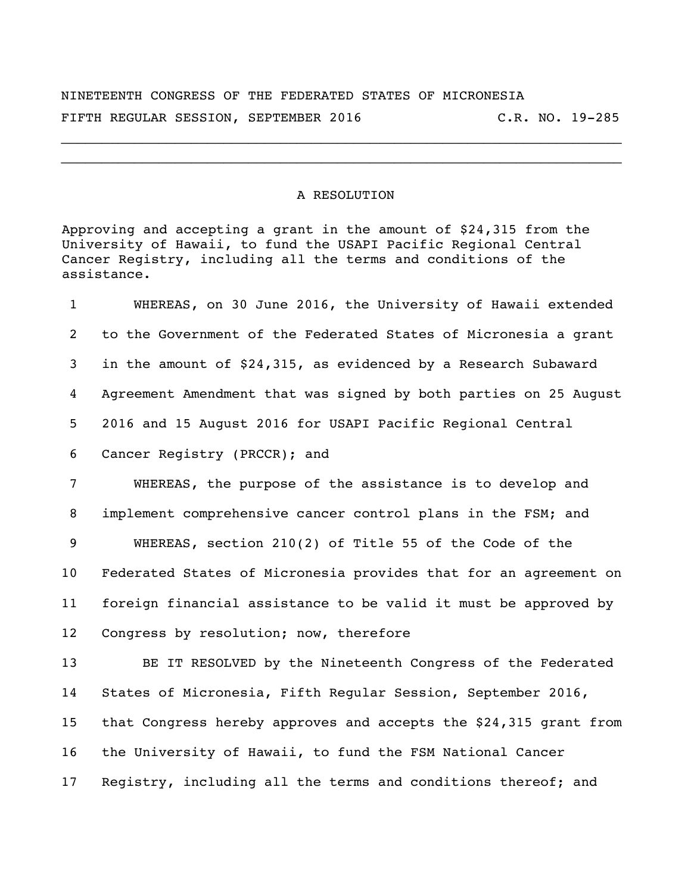NINETEENTH CONGRESS OF THE FEDERATED STATES OF MICRONESIA
FIFTH REGULAR SESSION, SEPTEMBER 2016 C.R. NO. 19-285

---

## A RESOLUTION

Approving and accepting a grant in the amount of $24,315 from the University of Hawaii, to fund the USAPI Pacific Regional Central Cancer Registry, including all the terms and conditions of the assistance.

1 WHEREAS, on 30 June 2016, the University of Hawaii extended
2 to the Government of the Federated States of Micronesia a grant
3 in the amount of $24,315, as evidenced by a Research Subaward
4 Agreement Amendment that was signed by both parties on 25 August
5 2016 and 15 August 2016 for USAPI Pacific Regional Central
6 Cancer Registry (PRCCR); and

7 WHEREAS, the purpose of the assistance is to develop and
8 implement comprehensive cancer control plans in the FSM; and

9 WHEREAS, section 210(2) of Title 55 of the Code of the
10 Federated States of Micronesia provides that for an agreement on
11 foreign financial assistance to be valid it must be approved by
12 Congress by resolution; now, therefore

13 BE IT RESOLVED by the Nineteenth Congress of the Federated
14 States of Micronesia, Fifth Regular Session, September 2016,
15 that Congress hereby approves and accepts the $24,315 grant from
16 the University of Hawaii, to fund the FSM National Cancer
17 Registry, including all the terms and conditions thereof; and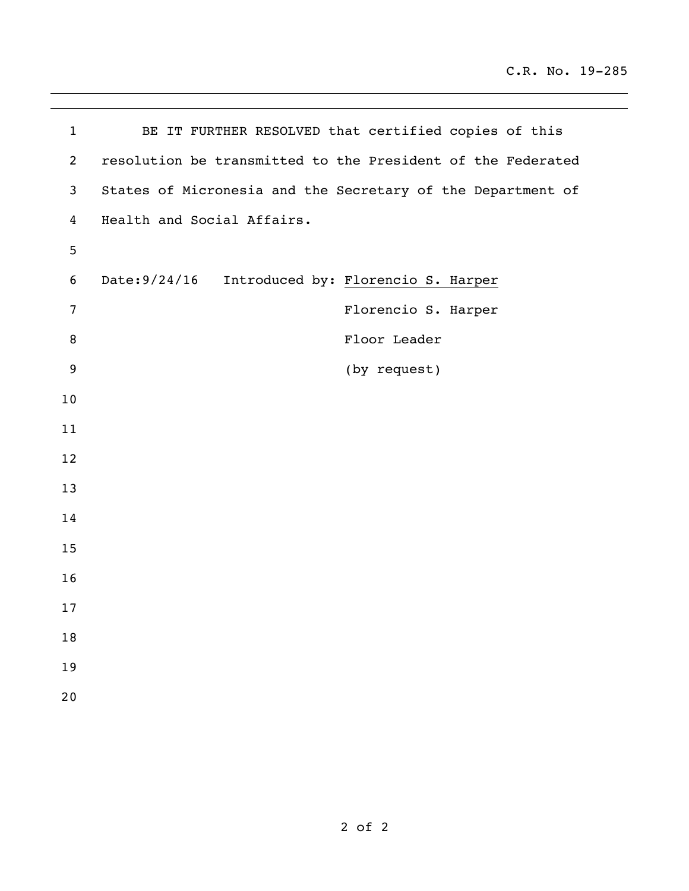BE IT FURTHER RESOLVED that certified copies of this resolution be transmitted to the President of the Federated States of Micronesia and the Secretary of the Department of Health and Social Affairs.

Date: 9/24/16 Introduced by: Florencio S. Harper

Florencio S. Harper
Floor Leader
(by request)